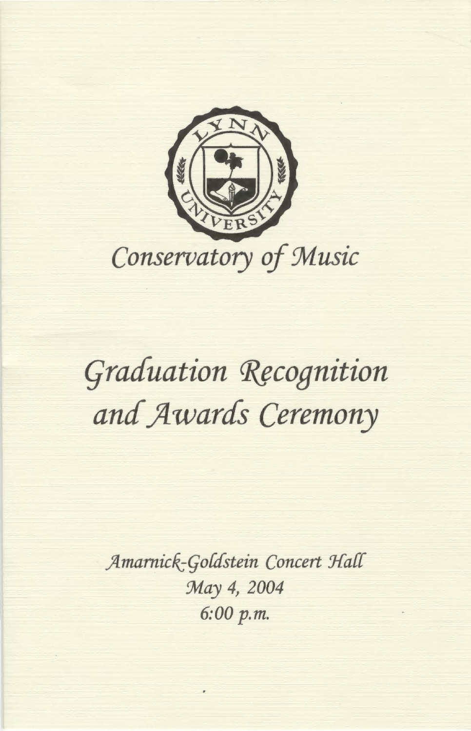LYNN UNIVERSITY

## Conservatory of Music

# Graduation Recognition and Awards Ceremony

*Amarnick-Goldstein Concert Hall*
*May 4, 2004*
*6:00 p.m.*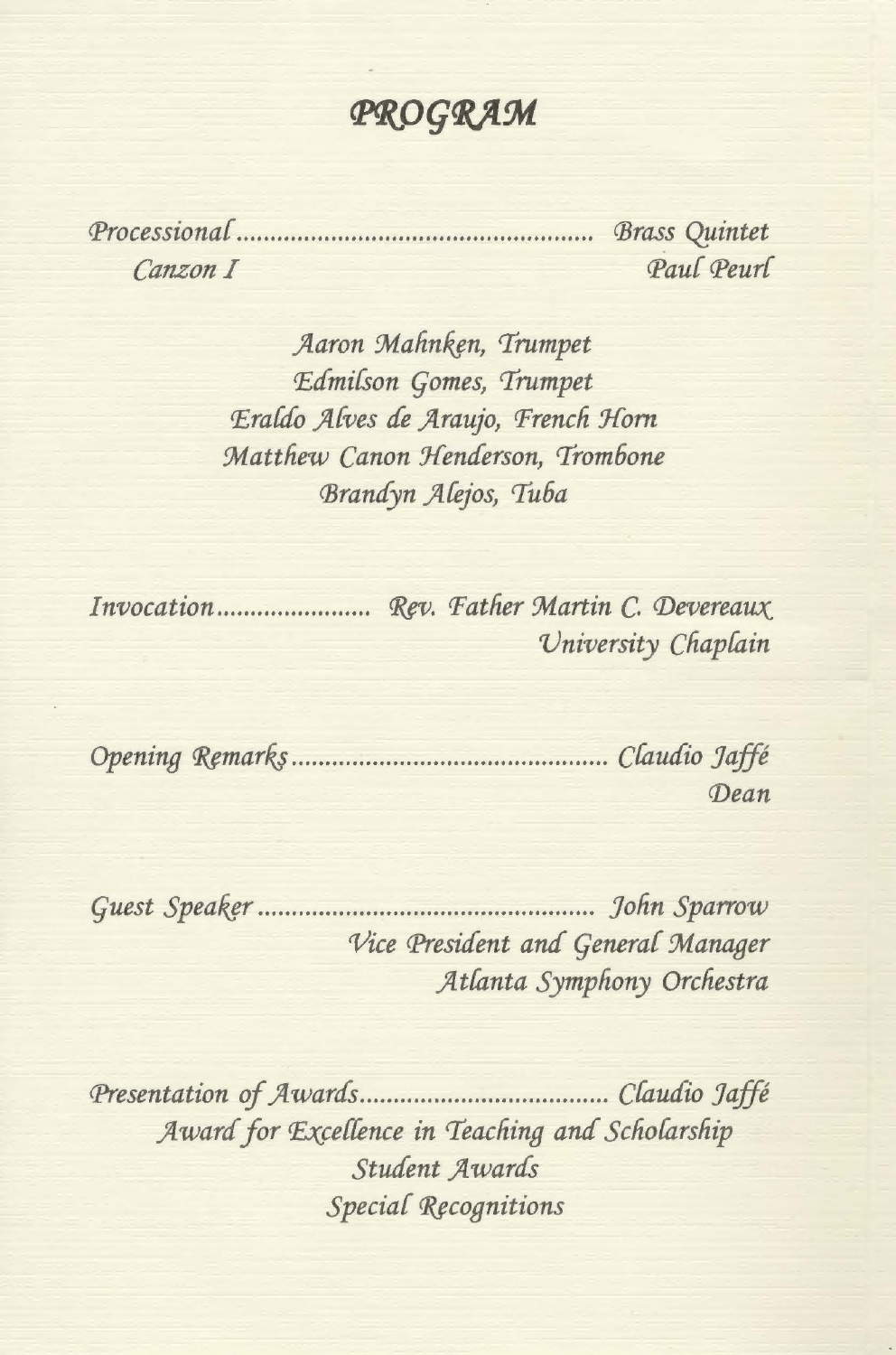# PROGRAM

*Processional* ................................................ *Brass Quintet*

*Canzon I* — *Paul Peurl*

*Aaron Mahnken, Trumpet*
*Edmilson Gomes, Trumpet*
*Eraldo Alves de Araujo, French Horn*
*Matthew Canon Henderson, Trombone*
*Brandyn Alejos, Tuba*

*Invocation* ...................... *Rev. Father Martin C. Devereaux*
*University Chaplain*

*Opening Remarks* ............................................ *Claudio Jaffé*
*Dean*

*Guest Speaker* ................................................ *John Sparrow*
*Vice President and General Manager*
*Atlanta Symphony Orchestra*

*Presentation of Awards* .................................. *Claudio Jaffé*
*Award for Excellence in Teaching and Scholarship*
*Student Awards*
*Special Recognitions*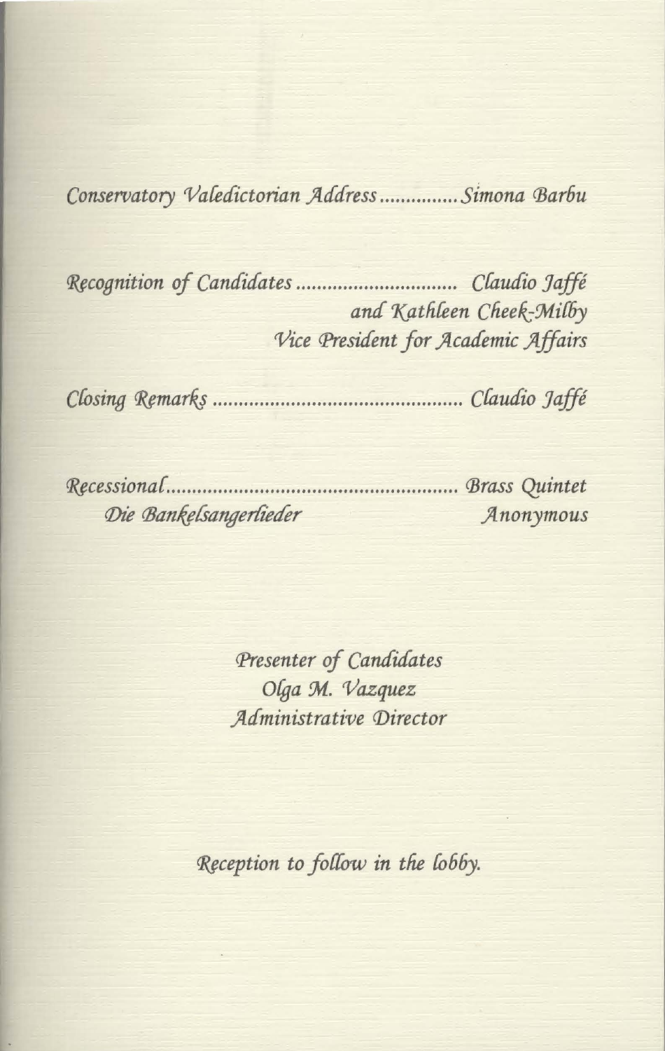*Conservatory Valedictorian Address ............... Simona Barbu*

*Recognition of Candidates ............................... Claudio Jaffé*
*and Kathleen Cheek-Milby*
*Vice President for Academic Affairs*

*Closing Remarks ............................................... Claudio Jaffé*

*Recessional....................................................... Brass Quintet*
*Die Bankelsangerlieder* — *Anonymous*

*Presenter of Candidates*
*Olga M. Vazquez*
*Administrative Director*

*Reception to follow in the lobby.*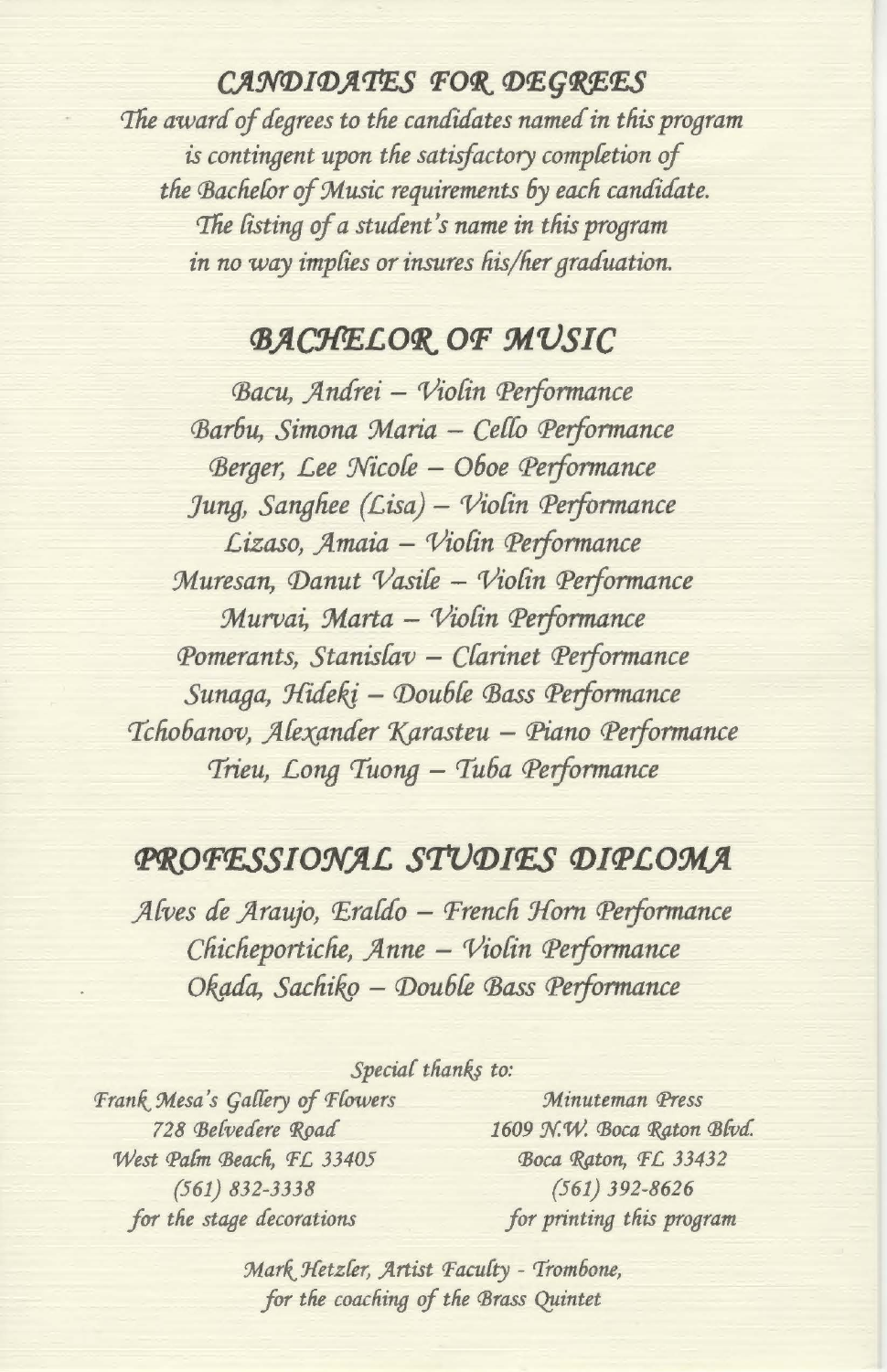## CANDIDATES FOR DEGREES

*The award of degrees to the candidates named in this program is contingent upon the satisfactory completion of the Bachelor of Music requirements by each candidate. The listing of a student's name in this program in no way implies or insures his/her graduation.*

## BACHELOR OF MUSIC

Bacu, Andrei – Violin Performance
Barbu, Simona Maria – Cello Performance
Berger, Lee Nicole – Oboe Performance
Jung, Sanghee (Lisa) – Violin Performance
Lizaso, Amaia – Violin Performance
Muresan, Danut Vasile – Violin Performance
Murvai, Marta – Violin Performance
Pomerants, Stanislav – Clarinet Performance
Sunaga, Hideki – Double Bass Performance
Tchobanov, Alexander Karasteu – Piano Performance
Trieu, Long Tuong – Tuba Performance

## PROFESSIONAL STUDIES DIPLOMA

Alves de Araujo, Eraldo – French Horn Performance
Chicheportiche, Anne – Violin Performance
Okada, Sachiko – Double Bass Performance

*Special thanks to:*

Frank Mesa's Gallery of Flowers
728 Belvedere Road
West Palm Beach, FL 33405
(561) 832-3338
for the stage decorations

Minuteman Press
1609 N.W. Boca Raton Blvd.
Boca Raton, FL 33432
(561) 392-8626
for printing this program

Mark Hetzler, Artist Faculty - Trombone,
for the coaching of the Brass Quintet